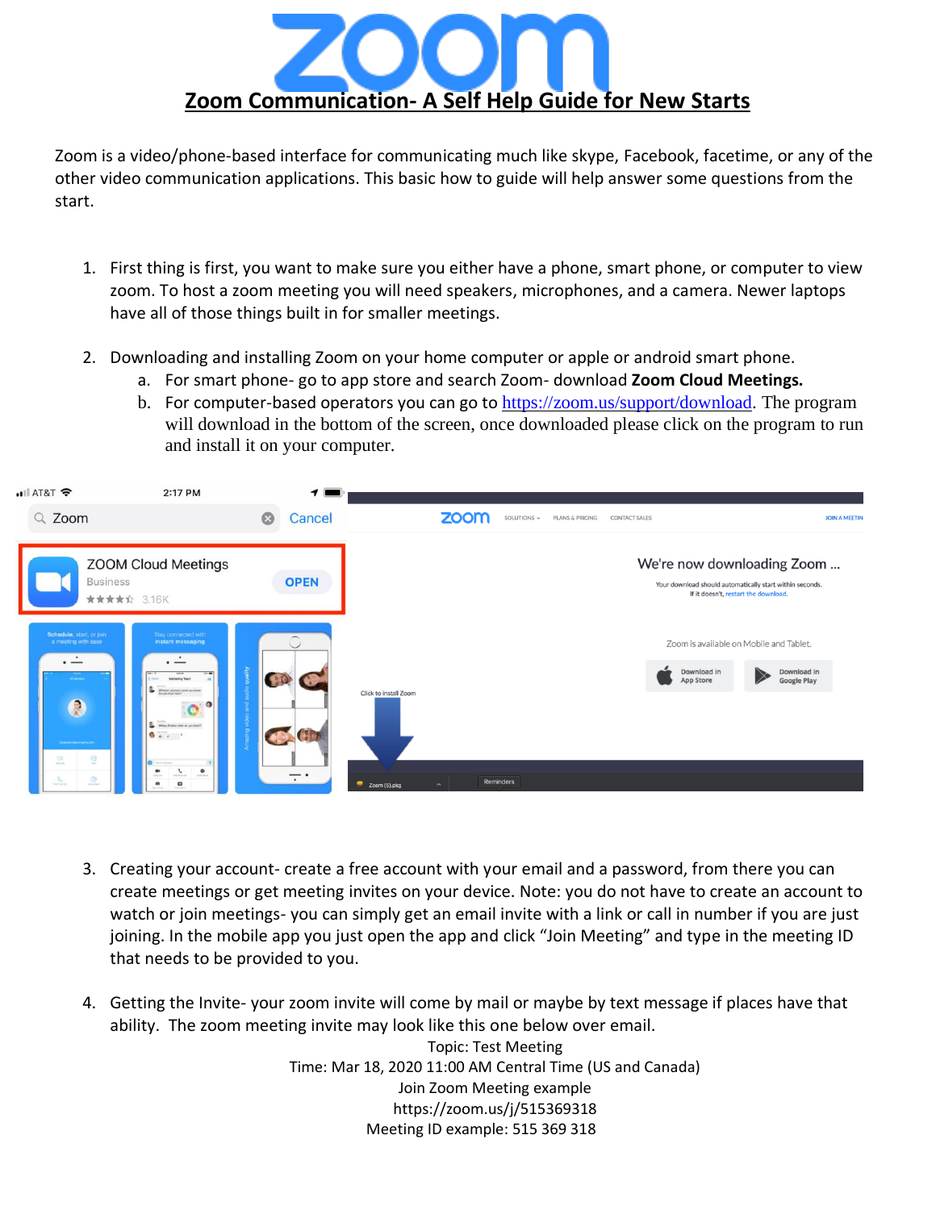# Zoom Communication- A Self Help Guide for New Starts

Zoom is a video/phone-based interface for communicating much like skype, Facebook, facetime, or any of the other video communication applications. This basic how to guide will help answer some questions from the start.

1. First thing is first, you want to make sure you either have a phone, smart phone, or computer to view zoom. To host a zoom meeting you will need speakers, microphones, and a camera. Newer laptops have all of those things built in for smaller meetings.

2. Downloading and installing Zoom on your home computer or apple or android smart phone.
   a. For smart phone- go to app store and search Zoom- download **Zoom Cloud Meetings.**
   b. For computer-based operators you can go to [https://zoom.us/support/download](https://zoom.us/support/download). The program will download in the bottom of the screen, once downloaded please click on the program to run and install it on your computer.

3. Creating your account- create a free account with your email and a password, from there you can create meetings or get meeting invites on your device. Note: you do not have to create an account to watch or join meetings- you can simply get an email invite with a link or call in number if you are just joining. In the mobile app you just open the app and click "Join Meeting" and type in the meeting ID that needs to be provided to you.

4. Getting the Invite- your zoom invite will come by mail or maybe by text message if places have that ability. The zoom meeting invite may look like this one below over email.

Topic: Test Meeting
Time: Mar 18, 2020 11:00 AM Central Time (US and Canada)
Join Zoom Meeting example
https://zoom.us/j/515369318
Meeting ID example: 515 369 318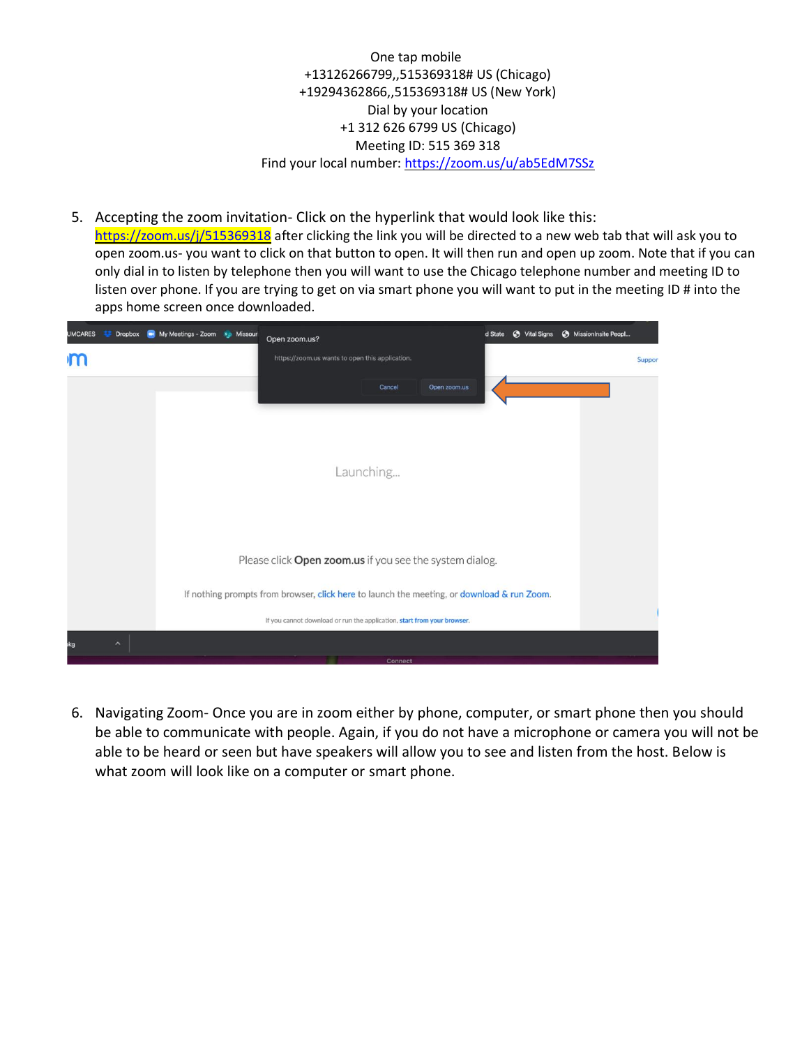One tap mobile
+13126266799,,515369318# US (Chicago)
+19294362866,,515369318# US (New York)
Dial by your location
+1 312 626 6799 US (Chicago)
Meeting ID: 515 369 318
Find your local number: https://zoom.us/u/ab5EdM7SSz

5. Accepting the zoom invitation- Click on the hyperlink that would look like this: https://zoom.us/j/515369318 after clicking the link you will be directed to a new web tab that will ask you to open zoom.us- you want to click on that button to open. It will then run and open up zoom. Note that if you can only dial in to listen by telephone then you will want to use the Chicago telephone number and meeting ID to listen over phone. If you are trying to get on via smart phone you will want to put in the meeting ID # into the apps home screen once downloaded.

6. Navigating Zoom- Once you are in zoom either by phone, computer, or smart phone then you should be able to communicate with people. Again, if you do not have a microphone or camera you will not be able to be heard or seen but have speakers will allow you to see and listen from the host. Below is what zoom will look like on a computer or smart phone.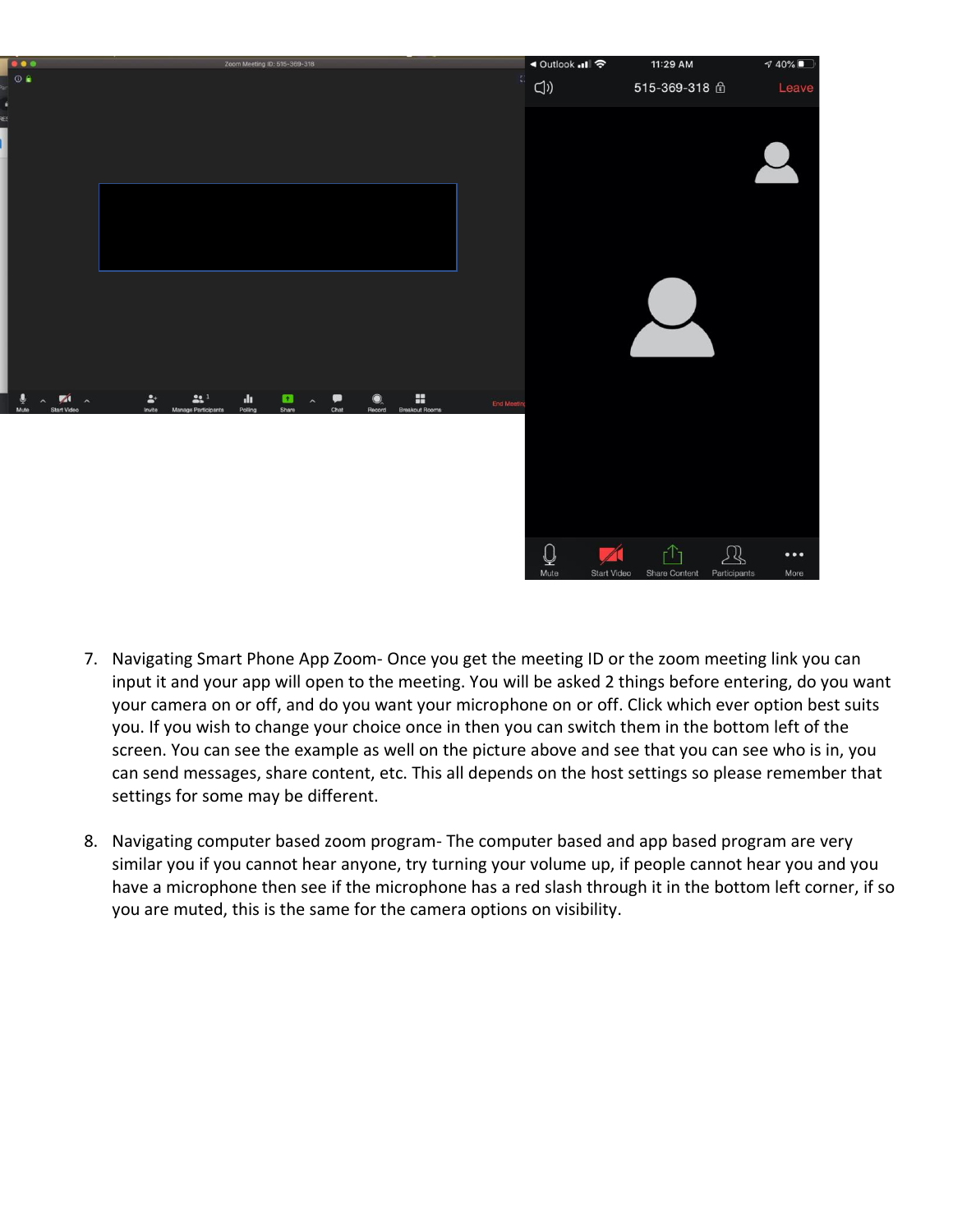7. Navigating Smart Phone App Zoom- Once you get the meeting ID or the zoom meeting link you can input it and your app will open to the meeting. You will be asked 2 things before entering, do you want your camera on or off, and do you want your microphone on or off. Click which ever option best suits you. If you wish to change your choice once in then you can switch them in the bottom left of the screen. You can see the example as well on the picture above and see that you can see who is in, you can send messages, share content, etc. This all depends on the host settings so please remember that settings for some may be different.

8. Navigating computer based zoom program- The computer based and app based program are very similar you if you cannot hear anyone, try turning your volume up, if people cannot hear you and you have a microphone then see if the microphone has a red slash through it in the bottom left corner, if so you are muted, this is the same for the camera options on visibility.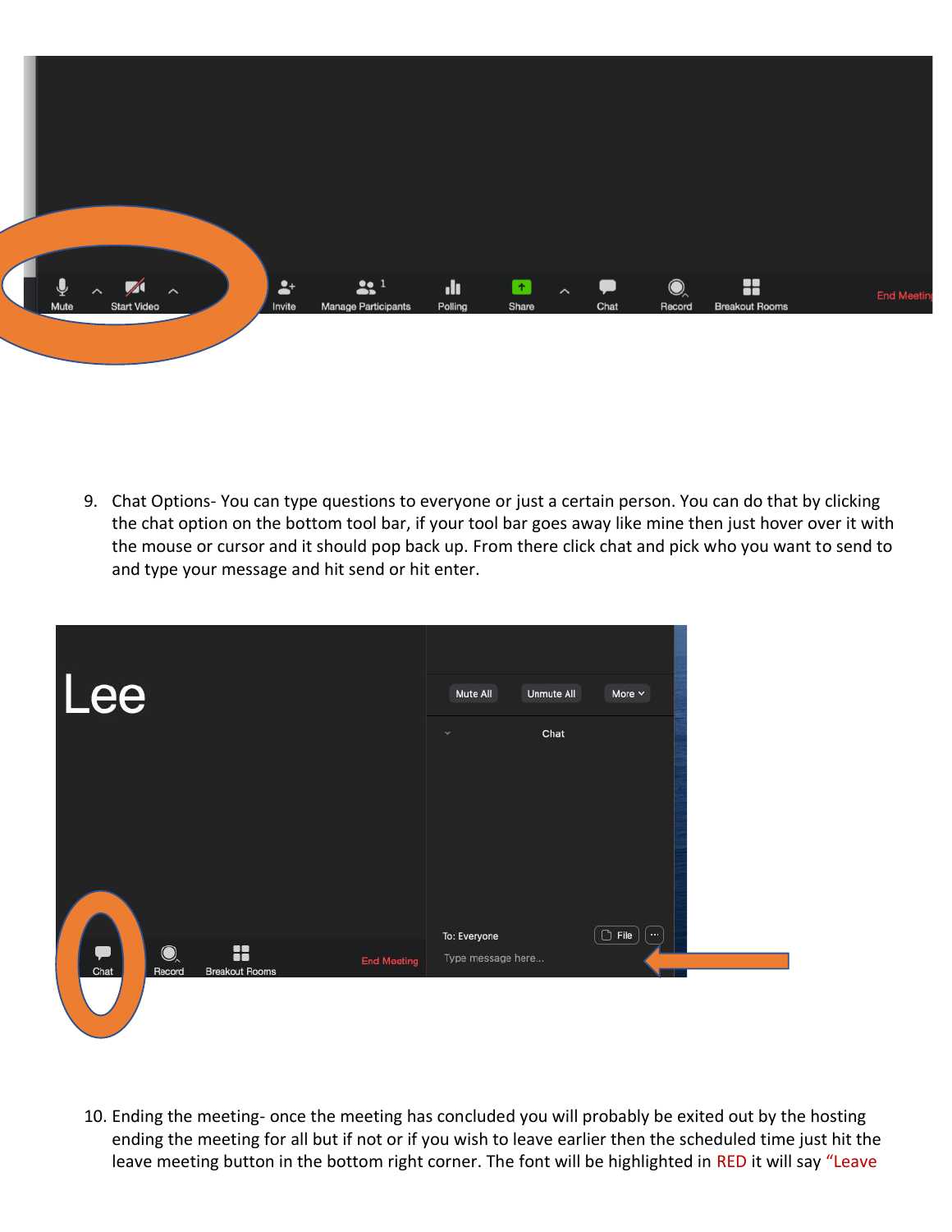9. Chat Options- You can type questions to everyone or just a certain person. You can do that by clicking the chat option on the bottom tool bar, if your tool bar goes away like mine then just hover over it with the mouse or cursor and it should pop back up. From there click chat and pick who you want to send to and type your message and hit send or hit enter.

10. Ending the meeting- once the meeting has concluded you will probably be exited out by the hosting ending the meeting for all but if not or if you wish to leave earlier then the scheduled time just hit the leave meeting button in the bottom right corner. The font will be highlighted in RED it will say "Leave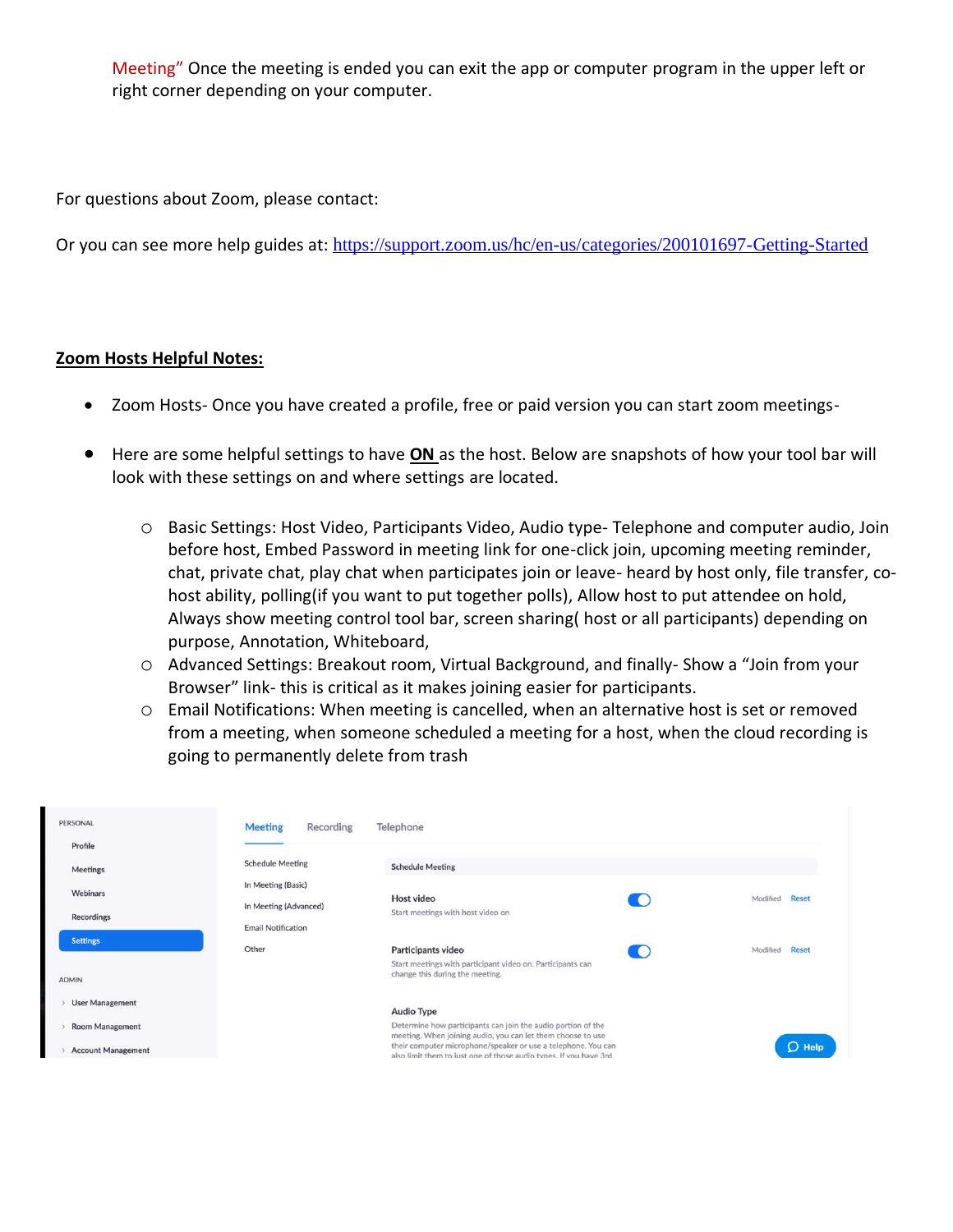Meeting" Once the meeting is ended you can exit the app or computer program in the upper left or right corner depending on your computer.

For questions about Zoom, please contact:

Or you can see more help guides at: https://support.zoom.us/hc/en-us/categories/200101697-Getting-Started

**Zoom Hosts Helpful Notes:**

- Zoom Hosts- Once you have created a profile, free or paid version you can start zoom meetings-
- Here are some helpful settings to have **ON** as the host. Below are snapshots of how your tool bar will look with these settings on and where settings are located.
    - Basic Settings: Host Video, Participants Video, Audio type- Telephone and computer audio, Join before host, Embed Password in meeting link for one-click join, upcoming meeting reminder, chat, private chat, play chat when participates join or leave- heard by host only, file transfer, co-host ability, polling(if you want to put together polls), Allow host to put attendee on hold, Always show meeting control tool bar, screen sharing( host or all participants) depending on purpose, Annotation, Whiteboard,
    - Advanced Settings: Breakout room, Virtual Background, and finally- Show a "Join from your Browser" link- this is critical as it makes joining easier for participants.
    - Email Notifications: When meeting is cancelled, when an alternative host is set or removed from a meeting, when someone scheduled a meeting for a host, when the cloud recording is going to permanently delete from trash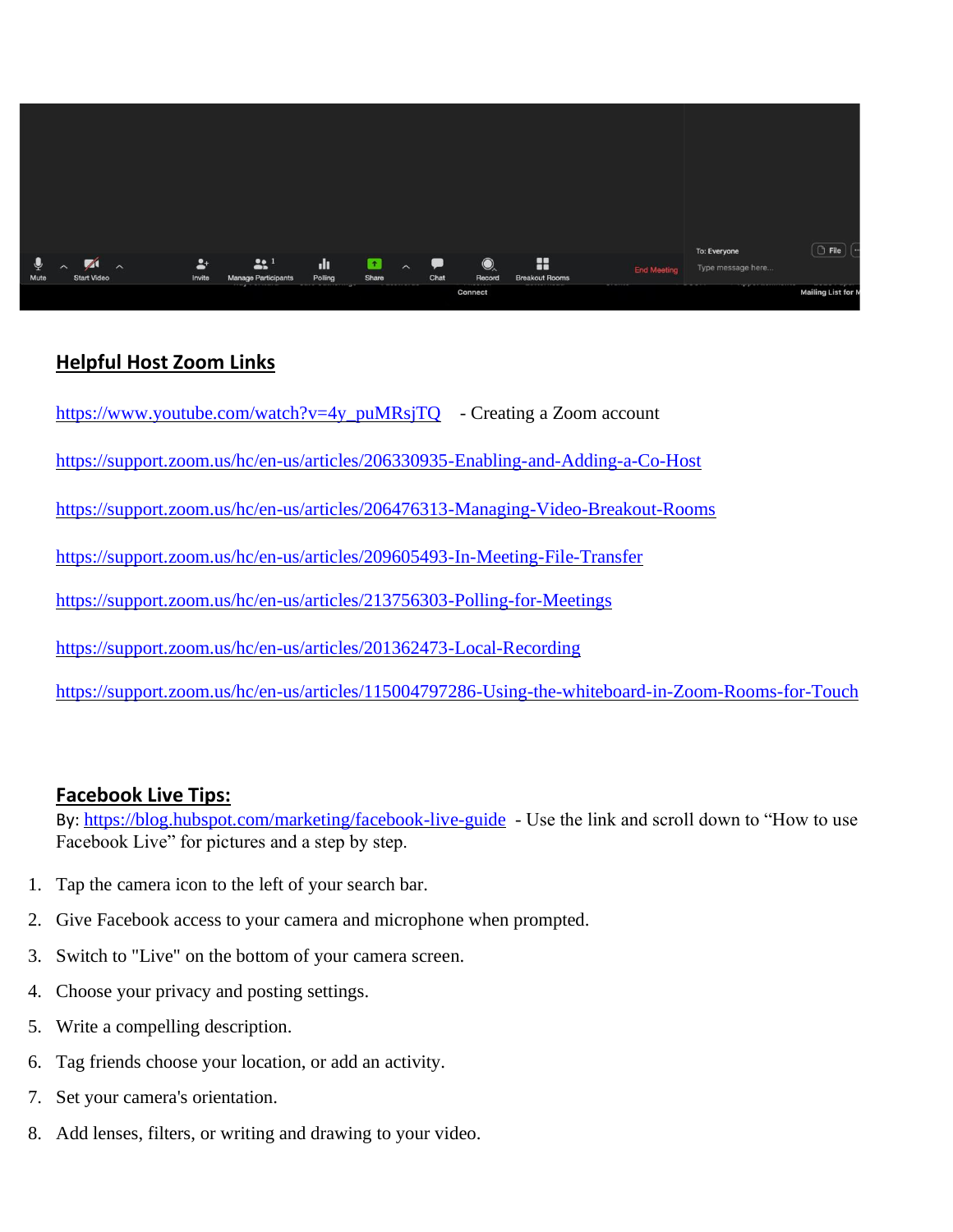## Helpful Host Zoom Links

https://www.youtube.com/watch?v=4y_puMRsjTQ - Creating a Zoom account

https://support.zoom.us/hc/en-us/articles/206330935-Enabling-and-Adding-a-Co-Host

https://support.zoom.us/hc/en-us/articles/206476313-Managing-Video-Breakout-Rooms

https://support.zoom.us/hc/en-us/articles/209605493-In-Meeting-File-Transfer

https://support.zoom.us/hc/en-us/articles/213756303-Polling-for-Meetings

https://support.zoom.us/hc/en-us/articles/201362473-Local-Recording

https://support.zoom.us/hc/en-us/articles/115004797286-Using-the-whiteboard-in-Zoom-Rooms-for-Touch

## Facebook Live Tips:

By: https://blog.hubspot.com/marketing/facebook-live-guide - Use the link and scroll down to "How to use Facebook Live" for pictures and a step by step.

1. Tap the camera icon to the left of your search bar.
2. Give Facebook access to your camera and microphone when prompted.
3. Switch to "Live" on the bottom of your camera screen.
4. Choose your privacy and posting settings.
5. Write a compelling description.
6. Tag friends choose your location, or add an activity.
7. Set your camera's orientation.
8. Add lenses, filters, or writing and drawing to your video.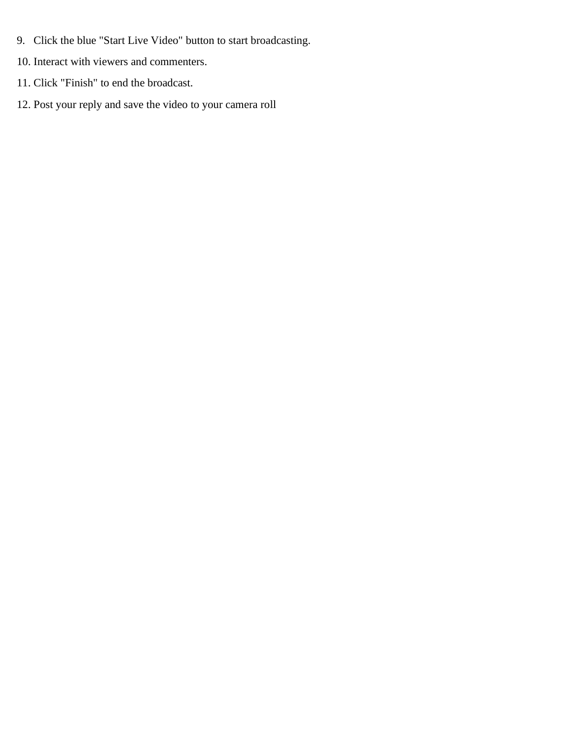9. Click the blue "Start Live Video" button to start broadcasting.
10. Interact with viewers and commenters.
11. Click "Finish" to end the broadcast.
12. Post your reply and save the video to your camera roll